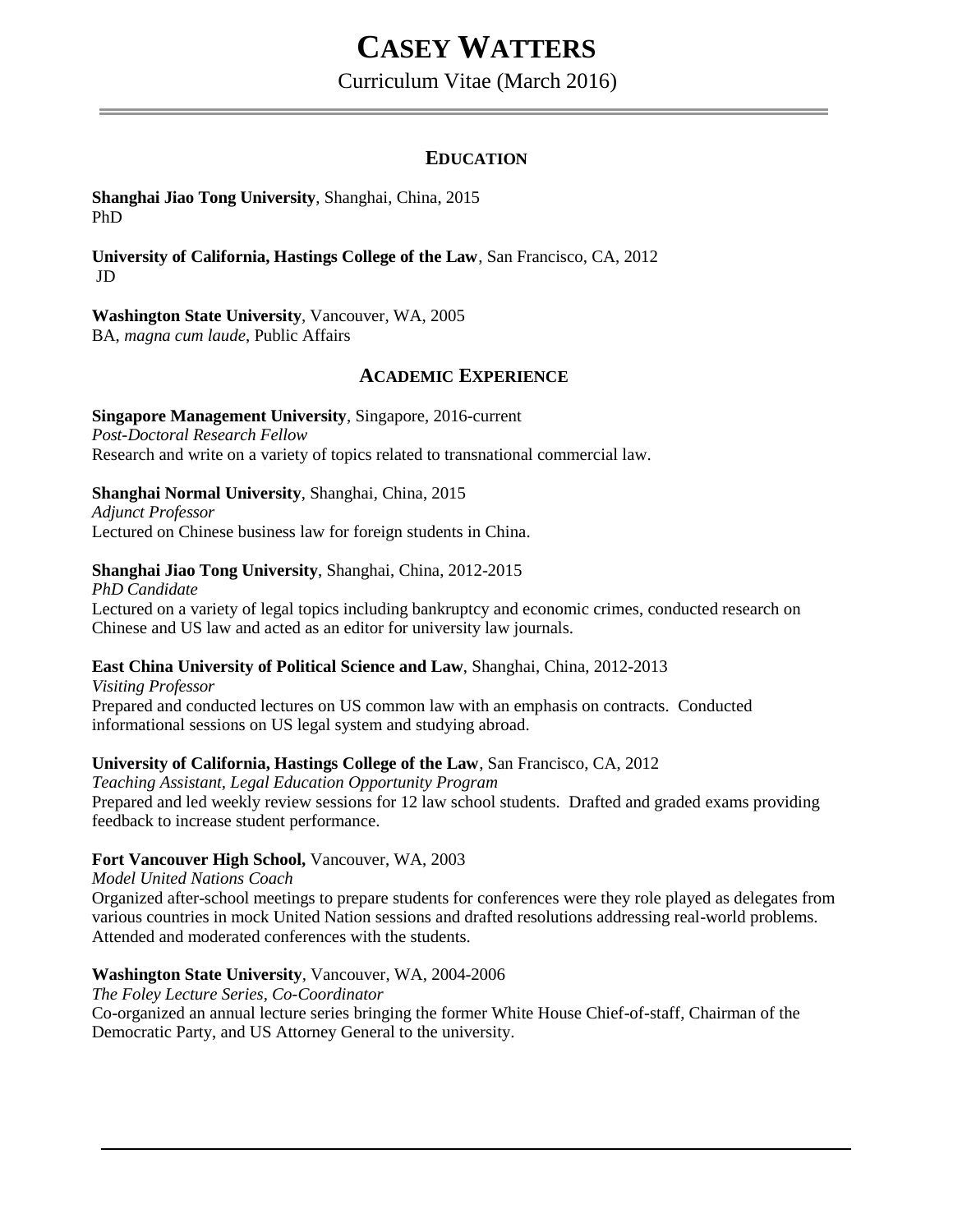# Casey Watters

Curriculum Vitae (March 2016)

## Education

**Shanghai Jiao Tong University**, Shanghai, China, 2015
PhD

**University of California, Hastings College of the Law**, San Francisco, CA, 2012
JD

**Washington State University**, Vancouver, WA, 2005
BA, *magna cum laude*, Public Affairs

## Academic Experience

**Singapore Management University**, Singapore, 2016-current
*Post-Doctoral Research Fellow*
Research and write on a variety of topics related to transnational commercial law.

**Shanghai Normal University**, Shanghai, China, 2015
*Adjunct Professor*
Lectured on Chinese business law for foreign students in China.

**Shanghai Jiao Tong University**, Shanghai, China, 2012-2015
*PhD Candidate*
Lectured on a variety of legal topics including bankruptcy and economic crimes, conducted research on Chinese and US law and acted as an editor for university law journals.

**East China University of Political Science and Law**, Shanghai, China, 2012-2013
*Visiting Professor*
Prepared and conducted lectures on US common law with an emphasis on contracts. Conducted informational sessions on US legal system and studying abroad.

**University of California, Hastings College of the Law**, San Francisco, CA, 2012
*Teaching Assistant, Legal Education Opportunity Program*
Prepared and led weekly review sessions for 12 law school students. Drafted and graded exams providing feedback to increase student performance.

**Fort Vancouver High School,** Vancouver, WA, 2003
*Model United Nations Coach*
Organized after-school meetings to prepare students for conferences were they role played as delegates from various countries in mock United Nation sessions and drafted resolutions addressing real-world problems. Attended and moderated conferences with the students.

**Washington State University**, Vancouver, WA, 2004-2006
*The Foley Lecture Series, Co-Coordinator*
Co-organized an annual lecture series bringing the former White House Chief-of-staff, Chairman of the Democratic Party, and US Attorney General to the university.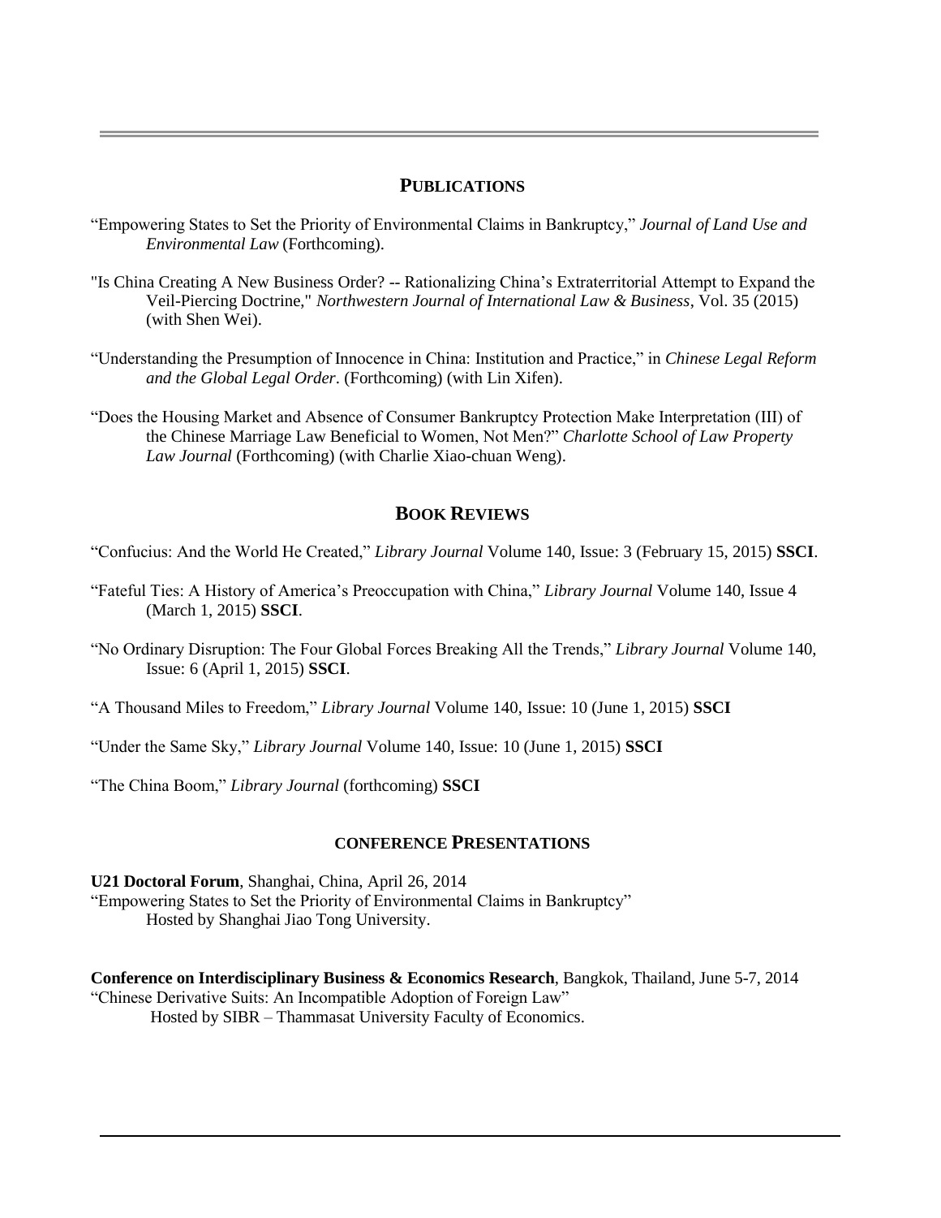## PUBLICATIONS

"Empowering States to Set the Priority of Environmental Claims in Bankruptcy," *Journal of Land Use and Environmental Law* (Forthcoming).

"Is China Creating A New Business Order? -- Rationalizing China's Extraterritorial Attempt to Expand the Veil-Piercing Doctrine," *Northwestern Journal of International Law & Business*, Vol. 35 (2015) (with Shen Wei).

"Understanding the Presumption of Innocence in China: Institution and Practice," in *Chinese Legal Reform and the Global Legal Order*. (Forthcoming) (with Lin Xifen).

"Does the Housing Market and Absence of Consumer Bankruptcy Protection Make Interpretation (III) of the Chinese Marriage Law Beneficial to Women, Not Men?" *Charlotte School of Law Property Law Journal* (Forthcoming) (with Charlie Xiao-chuan Weng).

## BOOK REVIEWS

"Confucius: And the World He Created," *Library Journal* Volume 140, Issue: 3 (February 15, 2015) **SSCI**.

"Fateful Ties: A History of America's Preoccupation with China," *Library Journal* Volume 140, Issue 4 (March 1, 2015) **SSCI**.

"No Ordinary Disruption: The Four Global Forces Breaking All the Trends," *Library Journal* Volume 140, Issue: 6 (April 1, 2015) **SSCI**.

"A Thousand Miles to Freedom," *Library Journal* Volume 140, Issue: 10 (June 1, 2015) **SSCI**

"Under the Same Sky," *Library Journal* Volume 140, Issue: 10 (June 1, 2015) **SSCI**

"The China Boom," *Library Journal* (forthcoming) **SSCI**

## CONFERENCE PRESENTATIONS

**U21 Doctoral Forum**, Shanghai, China, April 26, 2014
"Empowering States to Set the Priority of Environmental Claims in Bankruptcy"
Hosted by Shanghai Jiao Tong University.

**Conference on Interdisciplinary Business & Economics Research**, Bangkok, Thailand, June 5-7, 2014
"Chinese Derivative Suits: An Incompatible Adoption of Foreign Law"
Hosted by SIBR – Thammasat University Faculty of Economics.